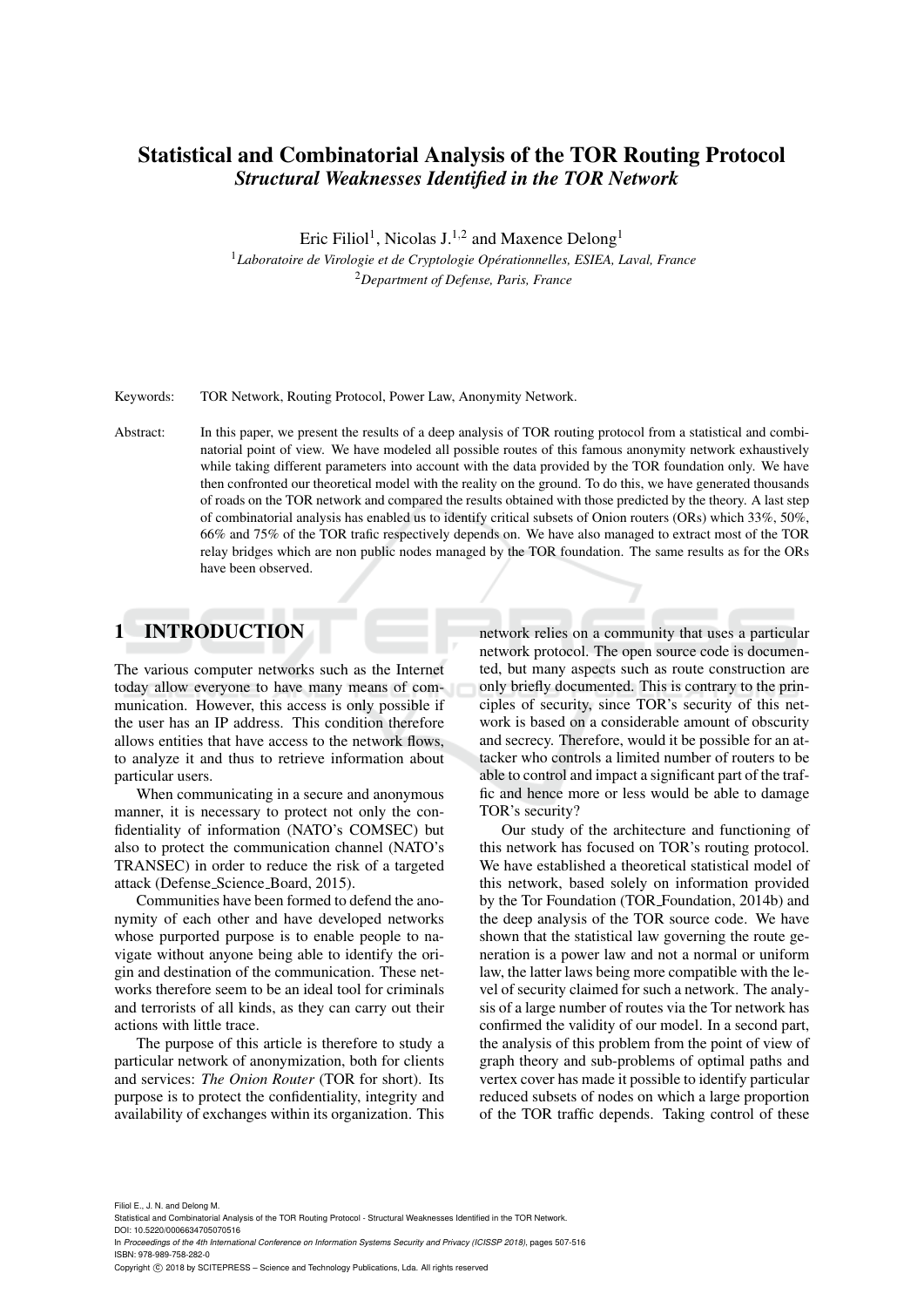# Statistical and Combinatorial Analysis of the TOR Routing Protocol

## *Structural Weaknesses Identified in the TOR Network*

Eric Filiol[1], Nicolas J.[1,2] and Maxence Delong[1]

[1] *Laboratoire de Virologie et de Cryptologie Opérationnelles, ESIEA, Laval, France*

[2] *Department of Defense, Paris, France*

Keywords: TOR Network, Routing Protocol, Power Law, Anonymity Network.

Abstract: In this paper, we present the results of a deep analysis of TOR routing protocol from a statistical and combinatorial point of view. We have modeled all possible routes of this famous anonymity network exhaustively while taking different parameters into account with the data provided by the TOR foundation only. We have then confronted our theoretical model with the reality on the ground. To do this, we have generated thousands of roads on the TOR network and compared the results obtained with those predicted by the theory. A last step of combinatorial analysis has enabled us to identify critical subsets of Onion routers (ORs) which 33%, 50%, 66% and 75% of the TOR trafic respectively depends on. We have also managed to extract most of the TOR relay bridges which are non public nodes managed by the TOR foundation. The same results as for the ORs have been observed.

## 1 INTRODUCTION

The various computer networks such as the Internet today allow everyone to have many means of communication. However, this access is only possible if the user has an IP address. This condition therefore allows entities that have access to the network flows, to analyze it and thus to retrieve information about particular users.

When communicating in a secure and anonymous manner, it is necessary to protect not only the confidentiality of information (NATO's COMSEC) but also to protect the communication channel (NATO's TRANSEC) in order to reduce the risk of a targeted attack (Defense_Science_Board, 2015).

Communities have been formed to defend the anonymity of each other and have developed networks whose purported purpose is to enable people to navigate without anyone being able to identify the origin and destination of the communication. These networks therefore seem to be an ideal tool for criminals and terrorists of all kinds, as they can carry out their actions with little trace.

The purpose of this article is therefore to study a particular network of anonymization, both for clients and services: *The Onion Router* (TOR for short). Its purpose is to protect the confidentiality, integrity and availability of exchanges within its organization. This network relies on a community that uses a particular network protocol. The open source code is documented, but many aspects such as route construction are only briefly documented. This is contrary to the principles of security, since TOR's security of this network is based on a considerable amount of obscurity and secrecy. Therefore, would it be possible for an attacker who controls a limited number of routers to be able to control and impact a significant part of the traffic and hence more or less would be able to damage TOR's security?

Our study of the architecture and functioning of this network has focused on TOR's routing protocol. We have established a theoretical statistical model of this network, based solely on information provided by the Tor Foundation (TOR_Foundation, 2014b) and the deep analysis of the TOR source code. We have shown that the statistical law governing the route generation is a power law and not a normal or uniform law, the latter laws being more compatible with the level of security claimed for such a network. The analysis of a large number of routes via the Tor network has confirmed the validity of our model. In a second part, the analysis of this problem from the point of view of graph theory and sub-problems of optimal paths and vertex cover has made it possible to identify particular reduced subsets of nodes on which a large proportion of the TOR traffic depends. Taking control of these

Filiol E., J. N. and Delong M.
Statistical and Combinatorial Analysis of the TOR Routing Protocol - Structural Weaknesses Identified in the TOR Network.
DOI: 10.5220/0006634705070516
In *Proceedings of the 4th International Conference on Information Systems Security and Privacy (ICISSP 2018)*, pages 507-516
ISBN: 978-989-758-282-0
Copyright © 2018 by SCITEPRESS – Science and Technology Publications, Lda. All rights reserved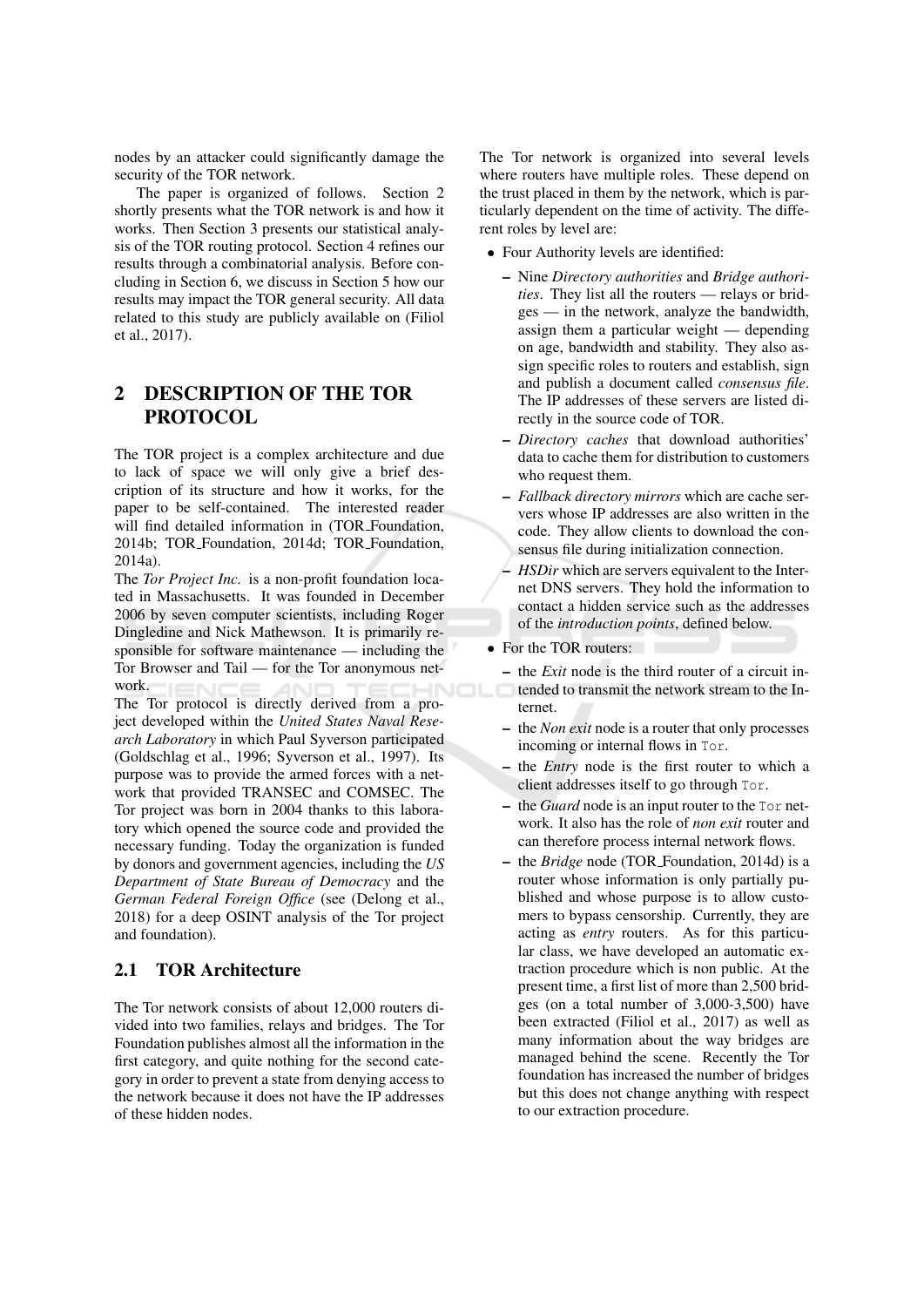nodes by an attacker could significantly damage the security of the TOR network.

The paper is organized of follows. Section 2 shortly presents what the TOR network is and how it works. Then Section 3 presents our statistical analysis of the TOR routing protocol. Section 4 refines our results through a combinatorial analysis. Before concluding in Section 6, we discuss in Section 5 how our results may impact the TOR general security. All data related to this study are publicly available on (Filiol et al., 2017).

## 2 DESCRIPTION OF THE TOR PROTOCOL

The TOR project is a complex architecture and due to lack of space we will only give a brief description of its structure and how it works, for the paper to be self-contained. The interested reader will find detailed information in (TOR_Foundation, 2014b; TOR_Foundation, 2014d; TOR_Foundation, 2014a).

The *Tor Project Inc.* is a non-profit foundation located in Massachusetts. It was founded in December 2006 by seven computer scientists, including Roger Dingledine and Nick Mathewson. It is primarily responsible for software maintenance — including the Tor Browser and Tail — for the Tor anonymous network.

The Tor protocol is directly derived from a project developed within the *United States Naval Research Laboratory* in which Paul Syverson participated (Goldschlag et al., 1996; Syverson et al., 1997). Its purpose was to provide the armed forces with a network that provided TRANSEC and COMSEC. The Tor project was born in 2004 thanks to this laboratory which opened the source code and provided the necessary funding. Today the organization is funded by donors and government agencies, including the *US Department of State Bureau of Democracy* and the *German Federal Foreign Office* (see (Delong et al., 2018) for a deep OSINT analysis of the Tor project and foundation).

### 2.1 TOR Architecture

The Tor network consists of about 12,000 routers divided into two families, relays and bridges. The Tor Foundation publishes almost all the information in the first category, and quite nothing for the second category in order to prevent a state from denying access to the network because it does not have the IP addresses of these hidden nodes.

The Tor network is organized into several levels where routers have multiple roles. These depend on the trust placed in them by the network, which is particularly dependent on the time of activity. The different roles by level are:

- Four Authority levels are identified:
  - Nine *Directory authorities* and *Bridge authorities*. They list all the routers — relays or bridges — in the network, analyze the bandwidth, assign them a particular weight — depending on age, bandwidth and stability. They also assign specific roles to routers and establish, sign and publish a document called *consensus file*. The IP addresses of these servers are listed directly in the source code of TOR.
  - *Directory caches* that download authorities' data to cache them for distribution to customers who request them.
  - *Fallback directory mirrors* which are cache servers whose IP addresses are also written in the code. They allow clients to download the consensus file during initialization connection.
  - *HSDir* which are servers equivalent to the Internet DNS servers. They hold the information to contact a hidden service such as the addresses of the *introduction points*, defined below.
- For the TOR routers:
  - the *Exit* node is the third router of a circuit intended to transmit the network stream to the Internet.
  - the *Non exit* node is a router that only processes incoming or internal flows in `Tor`.
  - the *Entry* node is the first router to which a client addresses itself to go through `Tor`.
  - the *Guard* node is an input router to the `Tor` network. It also has the role of *non exit* router and can therefore process internal network flows.
  - the *Bridge* node (TOR_Foundation, 2014d) is a router whose information is only partially published and whose purpose is to allow customers to bypass censorship. Currently, they are acting as *entry* routers. As for this particular class, we have developed an automatic extraction procedure which is non public. At the present time, a first list of more than 2,500 bridges (on a total number of 3,000-3,500) have been extracted (Filiol et al., 2017) as well as many information about the way bridges are managed behind the scene. Recently the Tor foundation has increased the number of bridges but this does not change anything with respect to our extraction procedure.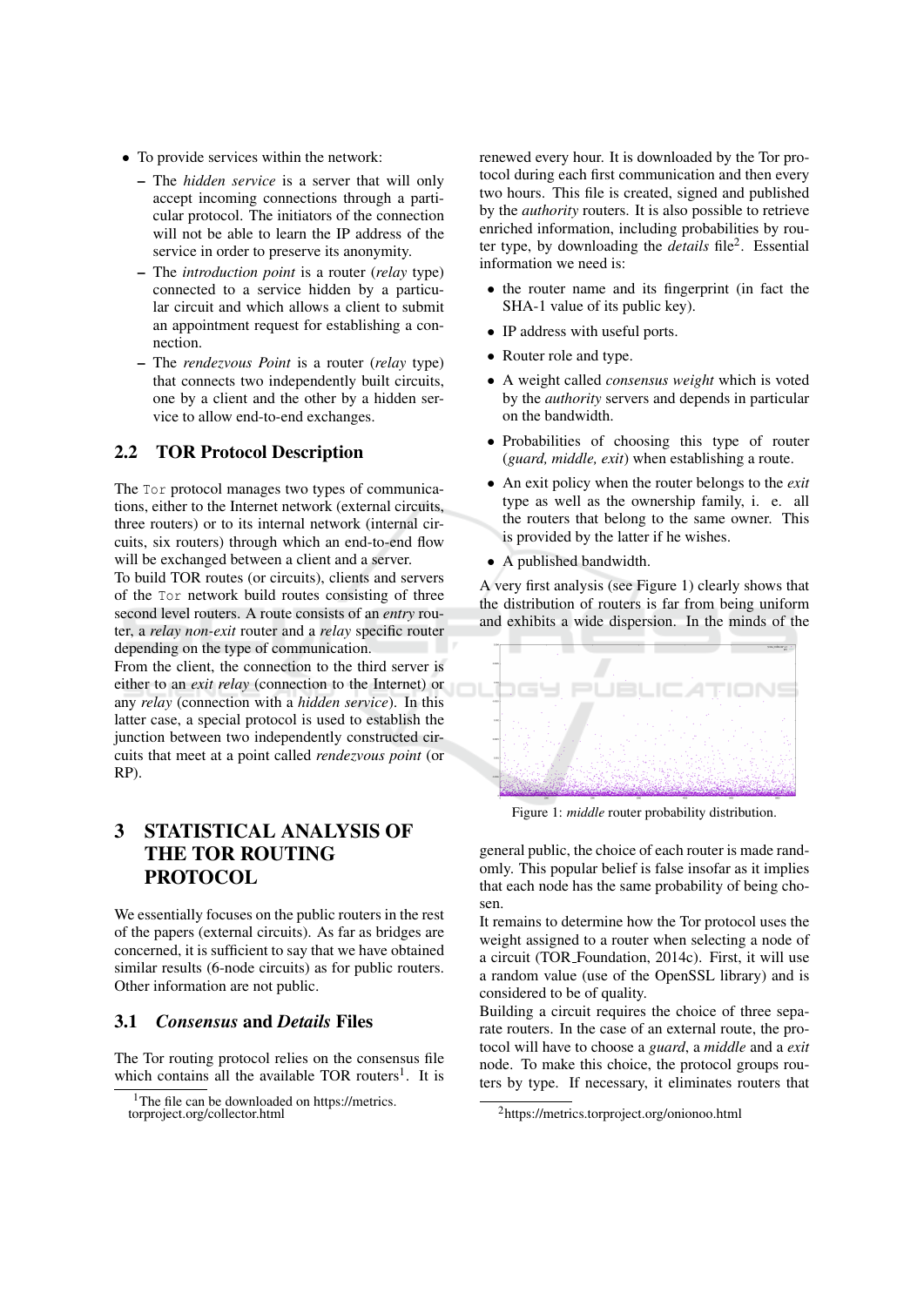- To provide services within the network:
  - The *hidden service* is a server that will only accept incoming connections through a particular protocol. The initiators of the connection will not be able to learn the IP address of the service in order to preserve its anonymity.
  - The *introduction point* is a router (*relay* type) connected to a service hidden by a particular circuit and which allows a client to submit an appointment request for establishing a connection.
  - The *rendezvous Point* is a router (*relay* type) that connects two independently built circuits, one by a client and the other by a hidden service to allow end-to-end exchanges.

## 2.2 TOR Protocol Description

The `Tor` protocol manages two types of communications, either to the Internet network (external circuits, three routers) or to its internal network (internal circuits, six routers) through which an end-to-end flow will be exchanged between a client and a server.

To build TOR routes (or circuits), clients and servers of the `Tor` network build routes consisting of three second level routers. A route consists of an *entry* router, a *relay non-exit* router and a *relay* specific router depending on the type of communication.

From the client, the connection to the third server is either to an *exit relay* (connection to the Internet) or any *relay* (connection with a *hidden service*). In this latter case, a special protocol is used to establish the junction between two independently constructed circuits that meet at a point called *rendezvous point* (or RP).

# 3 STATISTICAL ANALYSIS OF THE TOR ROUTING PROTOCOL

We essentially focuses on the public routers in the rest of the papers (external circuits). As far as bridges are concerned, it is sufficient to say that we have obtained similar results (6-node circuits) as for public routers. Other information are not public.

## 3.1 *Consensus* and *Details* Files

The Tor routing protocol relies on the consensus file which contains all the available TOR routers[1]. It is renewed every hour. It is downloaded by the Tor protocol during each first communication and then every two hours. This file is created, signed and published by the *authority* routers. It is also possible to retrieve enriched information, including probabilities by router type, by downloading the *details* file[2]. Essential information we need is:

- the router name and its fingerprint (in fact the SHA-1 value of its public key).
- IP address with useful ports.
- Router role and type.
- A weight called *consensus weight* which is voted by the *authority* servers and depends in particular on the bandwidth.
- Probabilities of choosing this type of router (*guard, middle, exit*) when establishing a route.
- An exit policy when the router belongs to the *exit* type as well as the ownership family, i. e. all the routers that belong to the same owner. This is provided by the latter if he wishes.
- A published bandwidth.

A very first analysis (see Figure 1) clearly shows that the distribution of routers is far from being uniform and exhibits a wide dispersion. In the minds of the general public, the choice of each router is made randomly. This popular belief is false insofar as it implies that each node has the same probability of being chosen.

Figure 1: *middle* router probability distribution.

It remains to determine how the Tor protocol uses the weight assigned to a router when selecting a node of a circuit (TOR_Foundation, 2014c). First, it will use a random value (use of the OpenSSL library) and is considered to be of quality.

Building a circuit requires the choice of three separate routers. In the case of an external route, the protocol will have to choose a *guard*, a *middle* and a *exit* node. To make this choice, the protocol groups routers by type. If necessary, it eliminates routers that

[1] The file can be downloaded on https://metrics.torproject.org/collector.html

[2] https://metrics.torproject.org/onionoo.html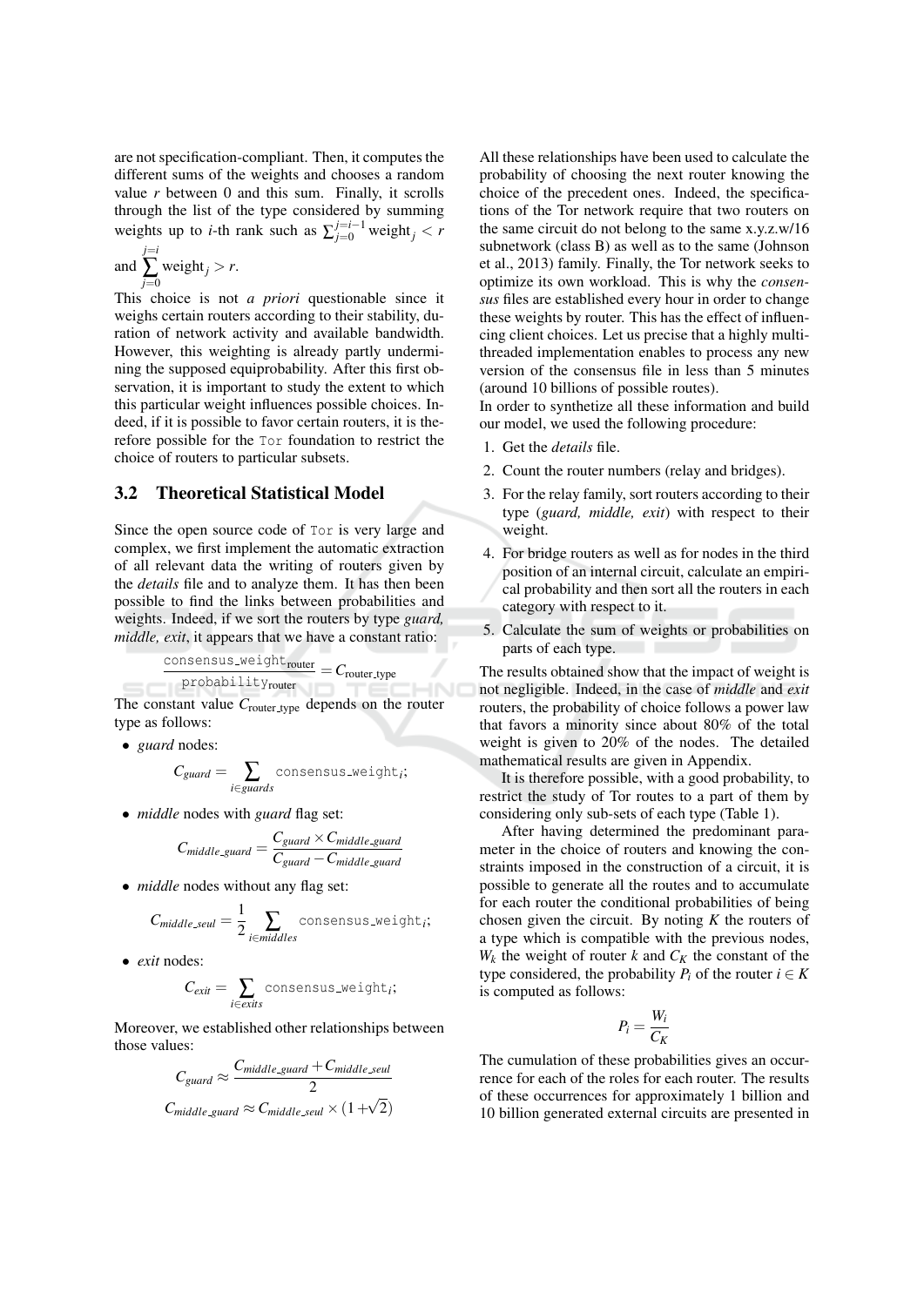are not specification-compliant. Then, it computes the different sums of the weights and chooses a random value $r$ between 0 and this sum. Finally, it scrolls through the list of the type considered by summing weights up to $i$-th rank such as $\sum_{j=0}^{j=i-1} \text{weight}_j < r$ and $\sum_{j=0}^{j=i} \text{weight}_j > r$.

This choice is not *a priori* questionable since it weighs certain routers according to their stability, duration of network activity and available bandwidth. However, this weighting is already partly undermining the supposed equiprobability. After this first observation, it is important to study the extent to which this particular weight influences possible choices. Indeed, if it is possible to favor certain routers, it is therefore possible for the Tor foundation to restrict the choice of routers to particular subsets.

### 3.2 Theoretical Statistical Model

Since the open source code of Tor is very large and complex, we first implement the automatic extraction of all relevant data the writing of routers given by the *details* file and to analyze them. It has then been possible to find the links between probabilities and weights. Indeed, if we sort the routers by type *guard, middle, exit*, it appears that we have a constant ratio:

$$\frac{\texttt{consensus\_weight}_{\text{router}}}{\texttt{probability}_{\text{router}}} = C_{\text{router\_type}}$$

The constant value $C_{\text{router\_type}}$ depends on the router type as follows:

- *guard* nodes:
$$C_{guard} = \sum_{i \in guards} \texttt{consensus\_weight}_i;$$
- *middle* nodes with *guard* flag set:
$$C_{middle\_guard} = \frac{C_{guard} \times C_{middle\_guard}}{C_{guard} - C_{middle\_guard}}$$
- *middle* nodes without any flag set:
$$C_{middle\_seul} = \frac{1}{2} \sum_{i \in middles} \texttt{consensus\_weight}_i;$$
- *exit* nodes:
$$C_{exit} = \sum_{i \in exits} \texttt{consensus\_weight}_i;$$

Moreover, we established other relationships between those values:

$$C_{guard} \approx \frac{C_{middle\_guard} + C_{middle\_seul}}{2}$$
$$C_{middle\_guard} \approx C_{middle\_seul} \times (1 + \sqrt{2})$$

All these relationships have been used to calculate the probability of choosing the next router knowing the choice of the precedent ones. Indeed, the specifications of the Tor network require that two routers on the same circuit do not belong to the same x.y.z.w/16 subnetwork (class B) as well as to the same (Johnson et al., 2013) family. Finally, the Tor network seeks to optimize its own workload. This is why the *consensus* files are established every hour in order to change these weights by router. This has the effect of influencing client choices. Let us precise that a highly multi-threaded implementation enables to process any new version of the consensus file in less than 5 minutes (around 10 billions of possible routes).

In order to synthetize all these information and build our model, we used the following procedure:

1. Get the *details* file.
2. Count the router numbers (relay and bridges).
3. For the relay family, sort routers according to their type (*guard, middle, exit*) with respect to their weight.
4. For bridge routers as well as for nodes in the third position of an internal circuit, calculate an empirical probability and then sort all the routers in each category with respect to it.
5. Calculate the sum of weights or probabilities on parts of each type.

The results obtained show that the impact of weight is not negligible. Indeed, in the case of *middle* and *exit* routers, the probability of choice follows a power law that favors a minority since about 80% of the total weight is given to 20% of the nodes. The detailed mathematical results are given in Appendix.

It is therefore possible, with a good probability, to restrict the study of Tor routes to a part of them by considering only sub-sets of each type (Table 1).

After having determined the predominant parameter in the choice of routers and knowing the constraints imposed in the construction of a circuit, it is possible to generate all the routes and to accumulate for each router the conditional probabilities of being chosen given the circuit. By noting $K$ the routers of a type which is compatible with the previous nodes, $W_k$ the weight of router $k$ and $C_K$ the constant of the type considered, the probability $P_i$ of the router $i \in K$ is computed as follows:

$$P_i = \frac{W_i}{C_K}$$

The cumulation of these probabilities gives an occurrence for each of the roles for each router. The results of these occurrences for approximately 1 billion and 10 billion generated external circuits are presented in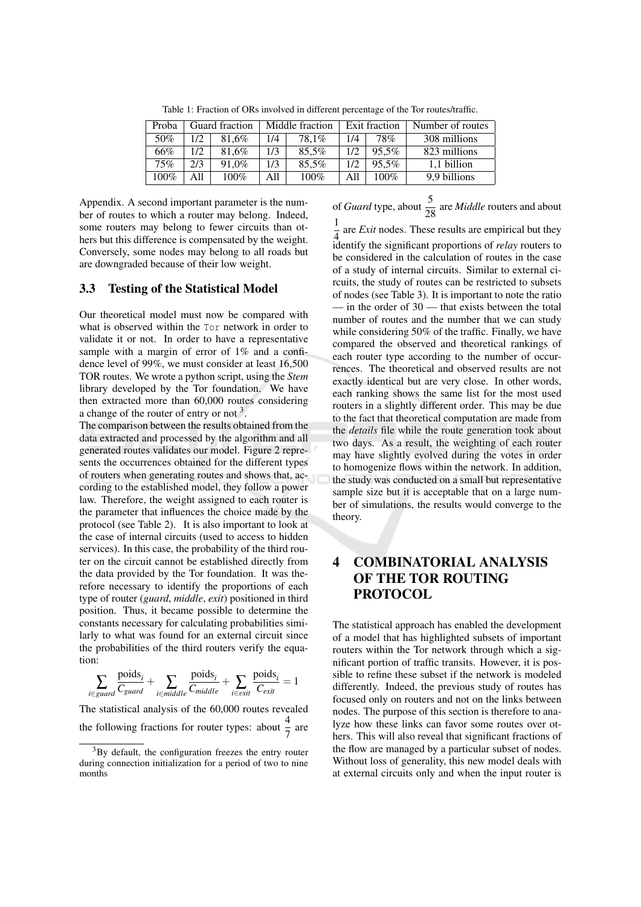Table 1: Fraction of ORs involved in different percentage of the Tor routes/traffic.

| Proba | Guard fraction | | Middle fraction | | Exit fraction | | Number of routes |
|---|---|---|---|---|---|---|---|
| 50% | 1/2 | 81,6% | 1/4 | 78,1% | 1/4 | 78% | 308 millions |
| 66% | 1/2 | 81,6% | 1/3 | 85,5% | 1/2 | 95,5% | 823 millions |
| 75% | 2/3 | 91,0% | 1/3 | 85,5% | 1/2 | 95,5% | 1,1 billion |
| 100% | All | 100% | All | 100% | All | 100% | 9,9 billions |

Appendix. A second important parameter is the number of routes to which a router may belong. Indeed, some routers may belong to fewer circuits than others but this difference is compensated by the weight. Conversely, some nodes may belong to all roads but are downgraded because of their low weight.

### 3.3 Testing of the Statistical Model

Our theoretical model must now be compared with what is observed within the Tor network in order to validate it or not. In order to have a representative sample with a margin of error of 1% and a confidence level of 99%, we must consider at least 16,500 TOR routes. We wrote a python script, using the *Stem* library developed by the Tor foundation. We have then extracted more than 60,000 routes considering a change of the router of entry or not [3].

The comparison between the results obtained from the data extracted and processed by the algorithm and all generated routes validates our model. Figure 2 represents the occurrences obtained for the different types of routers when generating routes and shows that, according to the established model, they follow a power law. Therefore, the weight assigned to each router is the parameter that influences the choice made by the protocol (see Table 2). It is also important to look at the case of internal circuits (used to access to hidden services). In this case, the probability of the third router on the circuit cannot be established directly from the data provided by the Tor foundation. It was therefore necessary to identify the proportions of each type of router (*guard*, *middle*, *exit*) positioned in third position. Thus, it became possible to determine the constants necessary for calculating probabilities similarly to what was found for an external circuit since the probabilities of the third routers verify the equation:

$$\sum_{i \in guard} \frac{\text{poids}_i}{C_{guard}} + \sum_{i \in middle} \frac{\text{poids}_i}{C_{middle}} + \sum_{i \in exit} \frac{\text{poids}_i}{C_{exit}} = 1$$

The statistical analysis of the 60,000 routes revealed the following fractions for router types: about $\frac{4}{7}$ are of *Guard* type, about $\frac{5}{28}$ are *Middle* routers and about $\frac{1}{4}$ are *Exit* nodes. These results are empirical but they identify the significant proportions of *relay* routers to be considered in the calculation of routes in the case of a study of internal circuits. Similar to external circuits, the study of routes can be restricted to subsets of nodes (see Table 3). It is important to note the ratio — in the order of 30 — that exists between the total number of routes and the number that we can study while considering 50% of the traffic. Finally, we have compared the observed and theoretical rankings of each router type according to the number of occurrences. The theoretical and observed results are not exactly identical but are very close. In other words, each ranking shows the same list for the most used routers in a slightly different order. This may be due to the fact that theoretical computation are made from the *details* file while the route generation took about two days. As a result, the weighting of each router may have slightly evolved during the votes in order to homogenize flows within the network. In addition, the study was conducted on a small but representative sample size but it is acceptable that on a large number of simulations, the results would converge to the theory.

[3] By default, the configuration freezes the entry router during connection initialization for a period of two to nine months

## 4 COMBINATORIAL ANALYSIS OF THE TOR ROUTING PROTOCOL

The statistical approach has enabled the development of a model that has highlighted subsets of important routers within the Tor network through which a significant portion of traffic transits. However, it is possible to refine these subset if the network is modeled differently. Indeed, the previous study of routes has focused only on routers and not on the links between nodes. The purpose of this section is therefore to analyze how these links can favor some routes over others. This will also reveal that significant fractions of the flow are managed by a particular subset of nodes. Without loss of generality, this new model deals with at external circuits only and when the input router is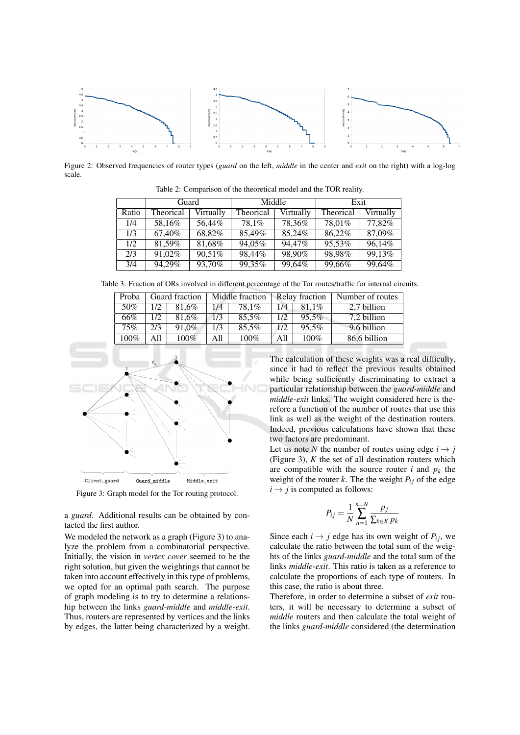Figure 2: Observed frequencies of router types (*guard* on the left, *middle* in the center and *exit* on the right) with a log-log scale.

Table 2: Comparison of the theoretical model and the TOR reality.

| | Guard | | Middle | | Exit | |
|---|---|---|---|---|---|---|
| Ratio | Theorical | Virtually | Theorical | Virtually | Theorical | Virtually |
| 1/4 | 58,16% | 56,44% | 78,1% | 78,36% | 78,01% | 77,82% |
| 1/3 | 67,40% | 68,82% | 85,49% | 85,24% | 86,22% | 87,09% |
| 1/2 | 81,59% | 81,68% | 94,05% | 94,47% | 95,53% | 96,14% |
| 2/3 | 91,02% | 90,51% | 98,44% | 98,90% | 98,98% | 99,13% |
| 3/4 | 94,29% | 93,70% | 99,35% | 99,64% | 99,66% | 99,64% |

Table 3: Fraction of ORs involved in different percentage of the Tor routes/traffic for internal circuits.

| Proba | Guard fraction | | Middle fraction | | Relay fraction | | Number of routes |
|---|---|---|---|---|---|---|---|
| 50% | 1/2 | 81,6% | 1/4 | 78,1% | 1/4 | 81,1% | 2,7 billion |
| 66% | 1/2 | 81,6% | 1/3 | 85,5% | 1/2 | 95,5% | 7,2 billion |
| 75% | 2/3 | 91,0% | 1/3 | 85,5% | 1/2 | 95,5% | 9,6 billion |
| 100% | All | 100% | All | 100% | All | 100% | 86,6 billion |

Figure 3: Graph model for the Tor routing protocol.

a *guard*. Additional results can be obtained by contacted the first author.

We modeled the network as a graph (Figure 3) to analyze the problem from a combinatorial perspective. Initially, the vision in *vertex cover* seemed to be the right solution, but given the weightings that cannot be taken into account effectively in this type of problems, we opted for an optimal path search. The purpose of graph modeling is to try to determine a relationship between the links *guard-middle* and *middle-exit*. Thus, routers are represented by vertices and the links by edges, the latter being characterized by a weight.

The calculation of these weights was a real difficulty, since it had to reflect the previous results obtained while being sufficiently discriminating to extract a particular relationship between the *guard-middle* and *middle-exit* links. The weight considered here is therefore a function of the number of routes that use this link as well as the weight of the destination routers. Indeed, previous calculations have shown that these two factors are predominant.

Let us note $N$ the number of routes using edge $i \rightarrow j$ (Figure 3), $K$ the set of all destination routers which are compatible with the source router $i$ and $p_k$ the weight of the router $k$. The the weight $P_{ij}$ of the edge $i \rightarrow j$ is computed as follows:

$$P_{ij} = \frac{1}{N} \sum_{n=1}^{n=N} \frac{p_j}{\sum_{k \in K} p_k}$$

Since each $i \rightarrow j$ edge has its own weight of $P_{ij}$, we calculate the ratio between the total sum of the weights of the links *guard-middle* and the total sum of the links *middle-exit*. This ratio is taken as a reference to calculate the proportions of each type of routers. In this case, the ratio is about three.

Therefore, in order to determine a subset of *exit* routers, it will be necessary to determine a subset of *middle* routers and then calculate the total weight of the links *guard-middle* considered (the determination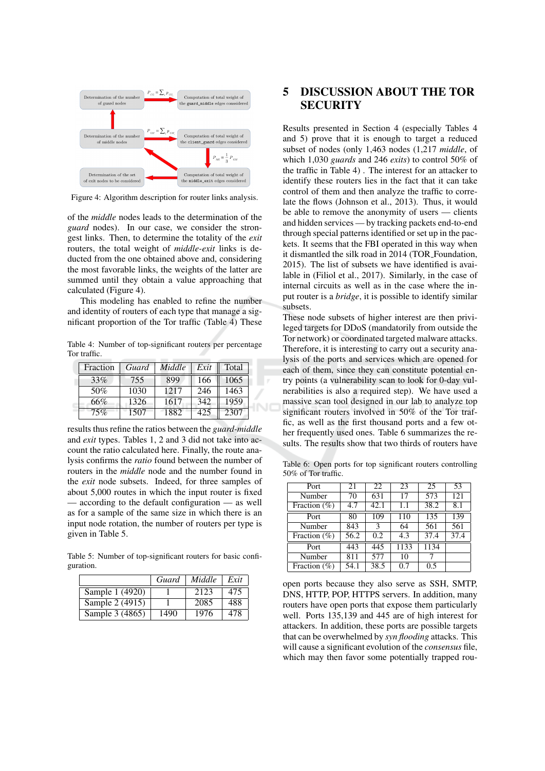Figure 4: Algorithm description for router links analysis.

of the *middle* nodes leads to the determination of the *guard* nodes). In our case, we consider the strongest links. Then, to determine the totality of the *exit* routers, the total weight of *middle-exit* links is deducted from the one obtained above and, considering the most favorable links, the weights of the latter are summed until they obtain a value approaching that calculated (Figure 4).

This modeling has enabled to refine the number and identity of routers of each type that manage a significant proportion of the Tor traffic (Table 4) These

Table 4: Number of top-significant routers per percentage Tor traffic.

| Fraction | *Guard* | *Middle* | *Exit* | Total |
|---|---|---|---|---|
| 33% | 755 | 899 | 166 | 1065 |
| 50% | 1030 | 1217 | 246 | 1463 |
| 66% | 1326 | 1617 | 342 | 1959 |
| 75% | 1507 | 1882 | 425 | 2307 |

results thus refine the ratios between the *guard-middle* and *exit* types. Tables 1, 2 and 3 did not take into account the ratio calculated here. Finally, the route analysis confirms the *ratio* found between the number of routers in the *middle* node and the number found in the *exit* node subsets. Indeed, for three samples of about 5,000 routes in which the input router is fixed — according to the default configuration — as well as for a sample of the same size in which there is an input node rotation, the number of routers per type is given in Table 5.

Table 5: Number of top-significant routers for basic configuration.

| | *Guard* | *Middle* | *Exit* |
|---|---|---|---|
| Sample 1 (4920) | 1 | 2123 | 475 |
| Sample 2 (4915) | 1 | 2085 | 488 |
| Sample 3 (4865) | 1490 | 1976 | 478 |

# 5 DISCUSSION ABOUT THE TOR SECURITY

Results presented in Section 4 (especially Tables 4 and 5) prove that it is enough to target a reduced subset of nodes (only 1,463 nodes (1,217 *middle*, of which 1,030 *guards* and 246 *exits*) to control 50% of the traffic in Table 4) . The interest for an attacker to identify these routers lies in the fact that it can take control of them and then analyze the traffic to correlate the flows (Johnson et al., 2013). Thus, it would be able to remove the anonymity of users — clients and hidden services — by tracking packets end-to-end through special patterns identified or set up in the packets. It seems that the FBI operated in this way when it dismantled the silk road in 2014 (TOR_Foundation, 2015). The list of subsets we have identified is available in (Filiol et al., 2017). Similarly, in the case of internal circuits as well as in the case where the input router is a *bridge*, it is possible to identify similar subsets.

These node subsets of higher interest are then privileged targets for DDoS (mandatorily from outside the Tor network) or coordinated targeted malware attacks. Therefore, it is interesting to carry out a security analysis of the ports and services which are opened for each of them, since they can constitute potential entry points (a vulnerability scan to look for 0-day vulnerabilities is also a required step). We have used a massive scan tool designed in our lab to analyze top significant routers involved in 50% of the Tor traffic, as well as the first thousand ports and a few other frequently used ones. Table 6 summarizes the results. The results show that two thirds of routers have

Table 6: Open ports for top significant routers controlling 50% of Tor traffic.

| Port | 21 | 22 | 23 | 25 | 53 |
|---|---|---|---|---|---|
| Number | 70 | 631 | 17 | 573 | 121 |
| Fraction (%) | 4.7 | 42.1 | 1.1 | 38.2 | 8.1 |
| Port | 80 | 109 | 110 | 135 | 139 |
| Number | 843 | 3 | 64 | 561 | 561 |
| Fraction (%) | 56.2 | 0.2 | 4.3 | 37.4 | 37.4 |
| Port | 443 | 445 | 1133 | 1134 | |
| Number | 811 | 577 | 10 | 7 | |
| Fraction (%) | 54.1 | 38.5 | 0.7 | 0.5 | |

open ports because they also serve as SSH, SMTP, DNS, HTTP, POP, HTTPS servers. In addition, many routers have open ports that expose them particularly well. Ports 135,139 and 445 are of high interest for attackers. In addition, these ports are possible targets that can be overwhelmed by *syn flooding* attacks. This will cause a significant evolution of the *consensus* file, which may then favor some potentially trapped rou-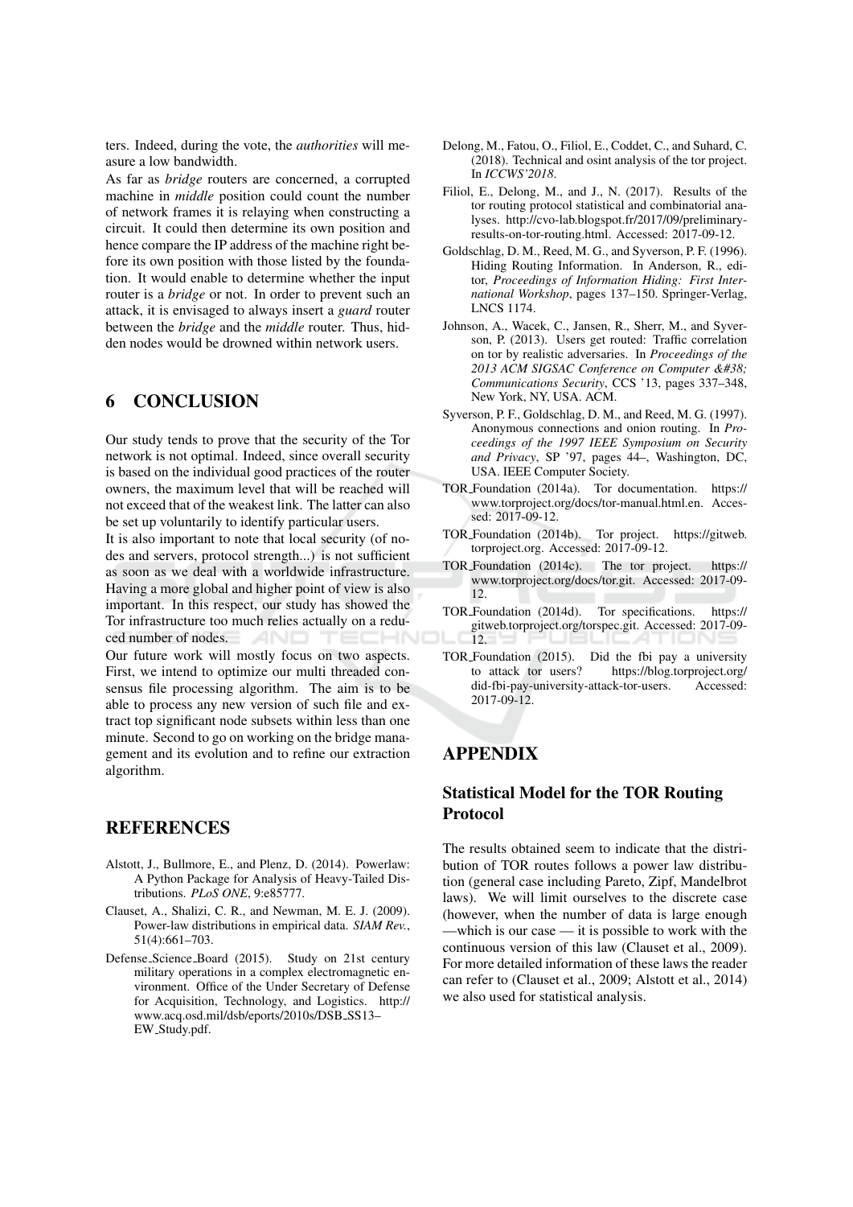ters. Indeed, during the vote, the *authorities* will measure a low bandwidth.

As far as *bridge* routers are concerned, a corrupted machine in *middle* position could count the number of network frames it is relaying when constructing a circuit. It could then determine its own position and hence compare the IP address of the machine right before its own position with those listed by the foundation. It would enable to determine whether the input router is a *bridge* or not. In order to prevent such an attack, it is envisaged to always insert a *guard* router between the *bridge* and the *middle* router. Thus, hidden nodes would be drowned within network users.

## 6 CONCLUSION

Our study tends to prove that the security of the Tor network is not optimal. Indeed, since overall security is based on the individual good practices of the router owners, the maximum level that will be reached will not exceed that of the weakest link. The latter can also be set up voluntarily to identify particular users.

It is also important to note that local security (of nodes and servers, protocol strength...) is not sufficient as soon as we deal with a worldwide infrastructure. Having a more global and higher point of view is also important. In this respect, our study has showed the Tor infrastructure too much relies actually on a reduced number of nodes.

Our future work will mostly focus on two aspects. First, we intend to optimize our multi threaded consensus file processing algorithm. The aim is to be able to process any new version of such file and extract top significant node subsets within less than one minute. Second to go on working on the bridge management and its evolution and to refine our extraction algorithm.

## REFERENCES

Alstott, J., Bullmore, E., and Plenz, D. (2014). Powerlaw: A Python Package for Analysis of Heavy-Tailed Distributions. *PLoS ONE*, 9:e85777.

Clauset, A., Shalizi, C. R., and Newman, M. E. J. (2009). Power-law distributions in empirical data. *SIAM Rev.*, 51(4):661–703.

Defense_Science_Board (2015). Study on 21st century military operations in a complex electromagnetic environment. Office of the Under Secretary of Defense for Acquisition, Technology, and Logistics. http://www.acq.osd.mil/dsb/eports/2010s/DSB_SS13–EW_Study.pdf.

Delong, M., Fatou, O., Filiol, E., Coddet, C., and Suhard, C. (2018). Technical and osint analysis of the tor project. In *ICCWS'2018*.

Filiol, E., Delong, M., and J., N. (2017). Results of the tor routing protocol statistical and combinatorial analyses. http://cvo-lab.blogspot.fr/2017/09/preliminary-results-on-tor-routing.html. Accessed: 2017-09-12.

Goldschlag, D. M., Reed, M. G., and Syverson, P. F. (1996). Hiding Routing Information. In Anderson, R., editor, *Proceedings of Information Hiding: First International Workshop*, pages 137–150. Springer-Verlag, LNCS 1174.

Johnson, A., Wacek, C., Jansen, R., Sherr, M., and Syverson, P. (2013). Users get routed: Traffic correlation on tor by realistic adversaries. In *Proceedings of the 2013 ACM SIGSAC Conference on Computer &#38; Communications Security*, CCS '13, pages 337–348, New York, NY, USA. ACM.

Syverson, P. F., Goldschlag, D. M., and Reed, M. G. (1997). Anonymous connections and onion routing. In *Proceedings of the 1997 IEEE Symposium on Security and Privacy*, SP '97, pages 44–, Washington, DC, USA. IEEE Computer Society.

TOR_Foundation (2014a). Tor documentation. https://www.torproject.org/docs/tor-manual.html.en. Accessed: 2017-09-12.

TOR_Foundation (2014b). Tor project. https://gitweb.torproject.org. Accessed: 2017-09-12.

TOR_Foundation (2014c). The tor project. https://www.torproject.org/docs/tor.git. Accessed: 2017-09-12.

TOR_Foundation (2014d). Tor specifications. https://gitweb.torproject.org/torspec.git. Accessed: 2017-09-12.

TOR_Foundation (2015). Did the fbi pay a university to attack tor users? https://blog.torproject.org/did-fbi-pay-university-attack-tor-users. Accessed: 2017-09-12.

## APPENDIX

### Statistical Model for the TOR Routing Protocol

The results obtained seem to indicate that the distribution of TOR routes follows a power law distribution (general case including Pareto, Zipf, Mandelbrot laws). We will limit ourselves to the discrete case (however, when the number of data is large enough —which is our case — it is possible to work with the continuous version of this law (Clauset et al., 2009). For more detailed information of these laws the reader can refer to (Clauset et al., 2009; Alstott et al., 2014) we also used for statistical analysis.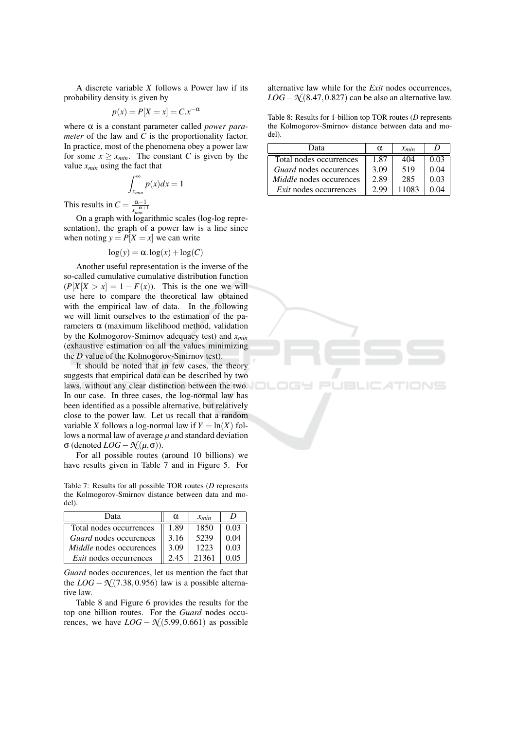A discrete variable $X$ follows a Power law if its probability density is given by

$$p(x) = P[X = x] = C.x^{-\alpha}$$

where $\alpha$ is a constant parameter called *power parameter* of the law and $C$ is the proportionality factor. In practice, most of the phenomena obey a power law for some $x \geq x_{min}$. The constant $C$ is given by the value $x_{min}$ using the fact that

$$\int_{x_{min}}^{\infty} p(x)dx = 1$$

This results in $C = \frac{\alpha-1}{x_{min}^{-\alpha+1}}$

On a graph with logarithmic scales (log-log representation), the graph of a power law is a line since when noting $y = P[X = x]$ we can write

$$\log(y) = \alpha.\log(x) + \log(C)$$

Another useful representation is the inverse of the so-called cumulative cumulative distribution function ($P[X[X > x] = 1 - F(x)$). This is the one we will use here to compare the theoretical law obtained with the empirical law of data. In the following we will limit ourselves to the estimation of the parameters $\alpha$ (maximum likelihood method, validation by the Kolmogorov-Smirnov adequacy test) and $x_{min}$ (exhaustive estimation on all the values minimizing the $D$ value of the Kolmogorov-Smirnov test).

It should be noted that in few cases, the theory suggests that empirical data can be described by two laws, without any clear distinction between the two. In our case. In three cases, the log-normal law has been identified as a possible alternative, but relatively close to the power law. Let us recall that a random variable $X$ follows a log-normal law if $Y = \ln(X)$ follows a normal law of average $\mu$ and standard deviation $\sigma$ (denoted $LOG-\mathcal{N}(\mu,\sigma)$).

For all possible routes (around 10 billions) we have results given in Table 7 and in Figure 5. For *Guard* nodes occurences, let us mention the fact that the $LOG-\mathcal{N}(7.38, 0.956)$ law is a possible alternative law.

Table 7: Results for all possible TOR routes ($D$ represents the Kolmogorov-Smirnov distance between data and model).

| Data | $\alpha$ | $x_{min}$ | $D$ |
|---|---|---|---|
| Total nodes occurrences | 1.89 | 1850 | 0.03 |
| *Guard* nodes occurences | 3.16 | 5239 | 0.04 |
| *Middle* nodes occurences | 3.09 | 1223 | 0.03 |
| *Exit* nodes occurrences | 2.45 | 21361 | 0.05 |

Table 8 and Figure 6 provides the results for the top one billion routes. For the *Guard* nodes occurences, we have $LOG-\mathcal{N}(5.99, 0.661)$ as possible alternative law while for the *Exit* nodes occurrences, $LOG-\mathcal{N}(8.47, 0.827)$ can be also an alternative law.

Table 8: Results for 1-billion top TOR routes ($D$ represents the Kolmogorov-Smirnov distance between data and model).

| Data | $\alpha$ | $x_{min}$ | $D$ |
|---|---|---|---|
| Total nodes occurrences | 1.87 | 404 | 0.03 |
| *Guard* nodes occurences | 3.09 | 519 | 0.04 |
| *Middle* nodes occurences | 2.89 | 285 | 0.03 |
| *Exit* nodes occurrences | 2.99 | 11083 | 0.04 |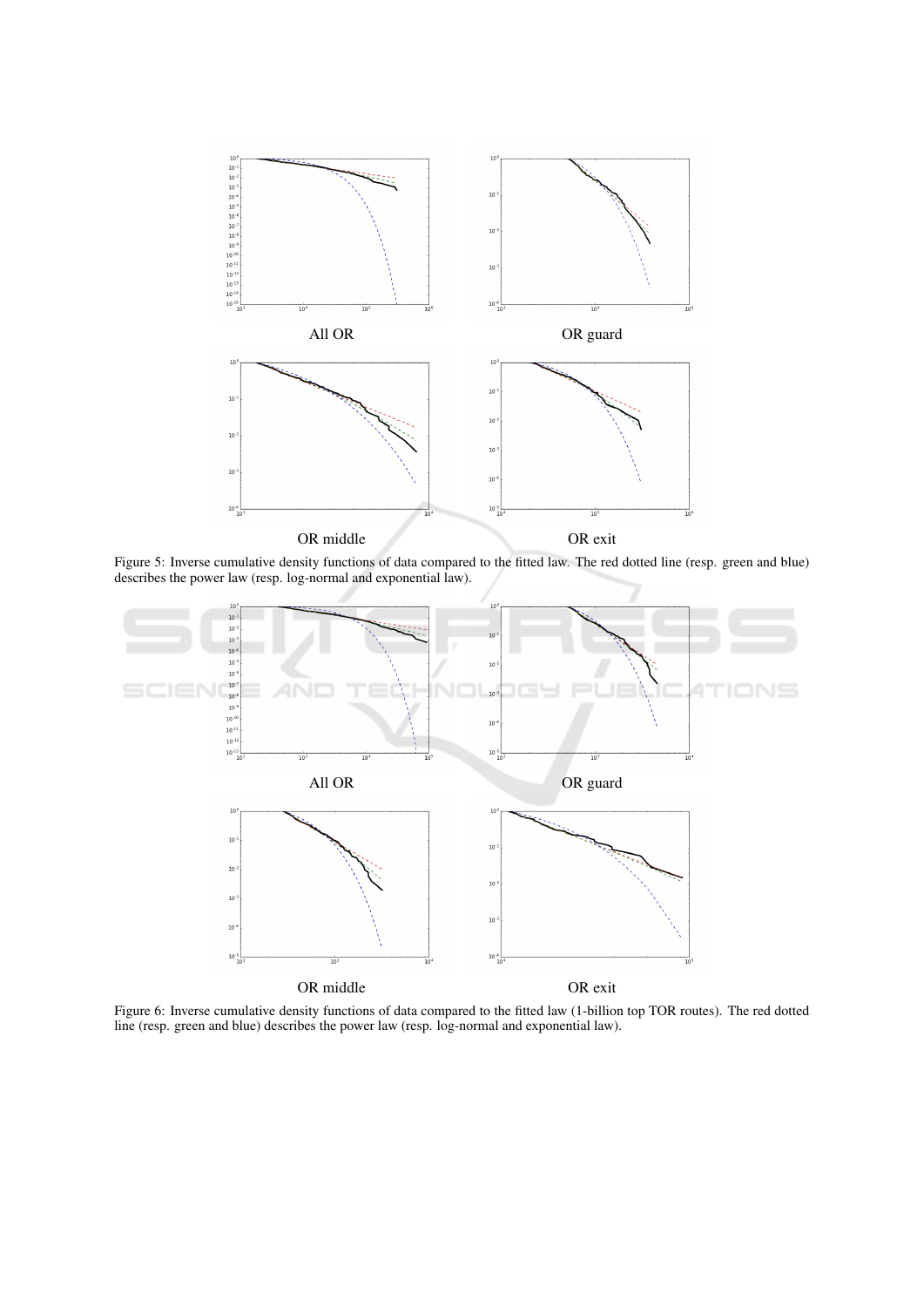All OR

OR guard

OR middle

OR exit

Figure 5: Inverse cumulative density functions of data compared to the fitted law. The red dotted line (resp. green and blue) describes the power law (resp. log-normal and exponential law).

All OR

OR guard

OR middle

OR exit

Figure 6: Inverse cumulative density functions of data compared to the fitted law (1-billion top TOR routes). The red dotted line (resp. green and blue) describes the power law (resp. log-normal and exponential law).